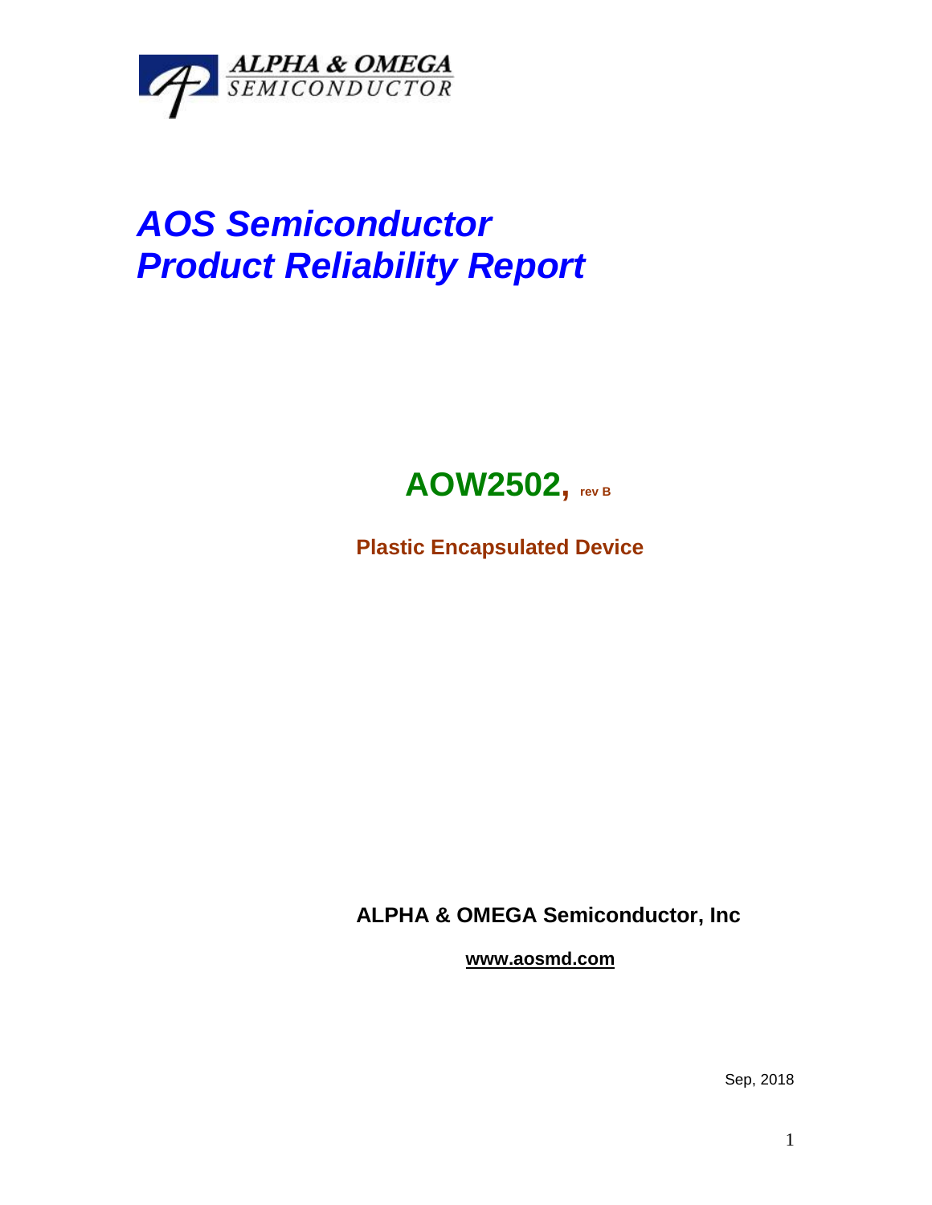ALPHA & OMEGA
SEMICONDUCTOR

# AOS Semiconductor
# Product Reliability Report

## AOW2502, rev B

**Plastic Encapsulated Device**

**ALPHA & OMEGA Semiconductor, Inc**

**www.aosmd.com**

Sep, 2018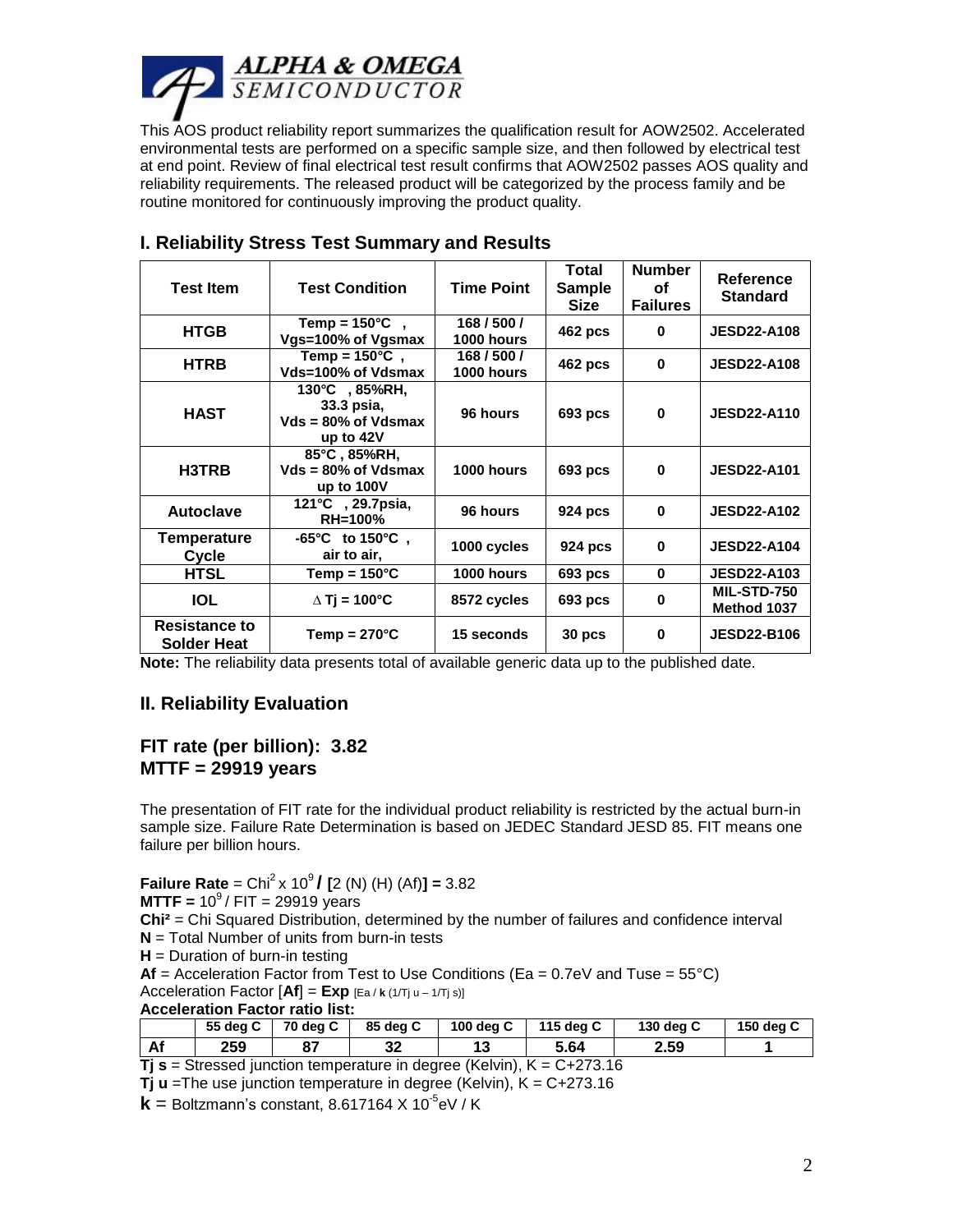This AOS product reliability report summarizes the qualification result for AOW2502. Accelerated environmental tests are performed on a specific sample size, and then followed by electrical test at end point. Review of final electrical test result confirms that AOW2502 passes AOS quality and reliability requirements. The released product will be categorized by the process family and be routine monitored for continuously improving the product quality.

## I. Reliability Stress Test Summary and Results

| Test Item | Test Condition | Time Point | Total Sample Size | Number of Failures | Reference Standard |
|---|---|---|---|---|---|
| HTGB | Temp = 150°C , Vgs=100% of Vgsmax | 168 / 500 / 1000 hours | 462 pcs | 0 | JESD22-A108 |
| HTRB | Temp = 150°C , Vds=100% of Vdsmax | 168 / 500 / 1000 hours | 462 pcs | 0 | JESD22-A108 |
| HAST | 130°C , 85%RH, 33.3 psia, Vds = 80% of Vdsmax up to 42V | 96 hours | 693 pcs | 0 | JESD22-A110 |
| H3TRB | 85°C , 85%RH, Vds = 80% of Vdsmax up to 100V | 1000 hours | 693 pcs | 0 | JESD22-A101 |
| Autoclave | 121°C , 29.7psia, RH=100% | 96 hours | 924 pcs | 0 | JESD22-A102 |
| Temperature Cycle | -65°C to 150°C , air to air, | 1000 cycles | 924 pcs | 0 | JESD22-A104 |
| HTSL | Temp = 150°C | 1000 hours | 693 pcs | 0 | JESD22-A103 |
| IOL | $\Delta$ Tj = 100°C | 8572 cycles | 693 pcs | 0 | MIL-STD-750 Method 1037 |
| Resistance to Solder Heat | Temp = 270°C | 15 seconds | 30 pcs | 0 | JESD22-B106 |

**Note:** The reliability data presents total of available generic data up to the published date.

## II. Reliability Evaluation

### FIT rate (per billion): 3.82
### MTTF = 29919 years

The presentation of FIT rate for the individual product reliability is restricted by the actual burn-in sample size. Failure Rate Determination is based on JEDEC Standard JESD 85. FIT means one failure per billion hours.

**Failure Rate** = $Chi^2 \times 10^9$ **/ [**2 (N) (H) (Af)**] =** 3.82

**MTTF =** $10^9$ / FIT = 29919 years

**Chi²** = Chi Squared Distribution, determined by the number of failures and confidence interval

**N** = Total Number of units from burn-in tests

**H** = Duration of burn-in testing

**Af** = Acceleration Factor from Test to Use Conditions (Ea = 0.7eV and Tuse = 55°C)

Acceleration Factor [**Af**] = **Exp** [Ea / **k** (1/Tj u – 1/Tj s)]

**Acceleration Factor ratio list:**

| | 55 deg C | 70 deg C | 85 deg C | 100 deg C | 115 deg C | 130 deg C | 150 deg C |
|---|---|---|---|---|---|---|---|
| Af | 259 | 87 | 32 | 13 | 5.64 | 2.59 | 1 |

**Tj s** = Stressed junction temperature in degree (Kelvin), K = C+273.16

**Tj u** =The use junction temperature in degree (Kelvin), K = C+273.16

**k** = Boltzmann's constant, $8.617164 \times 10^{-5}$eV / K